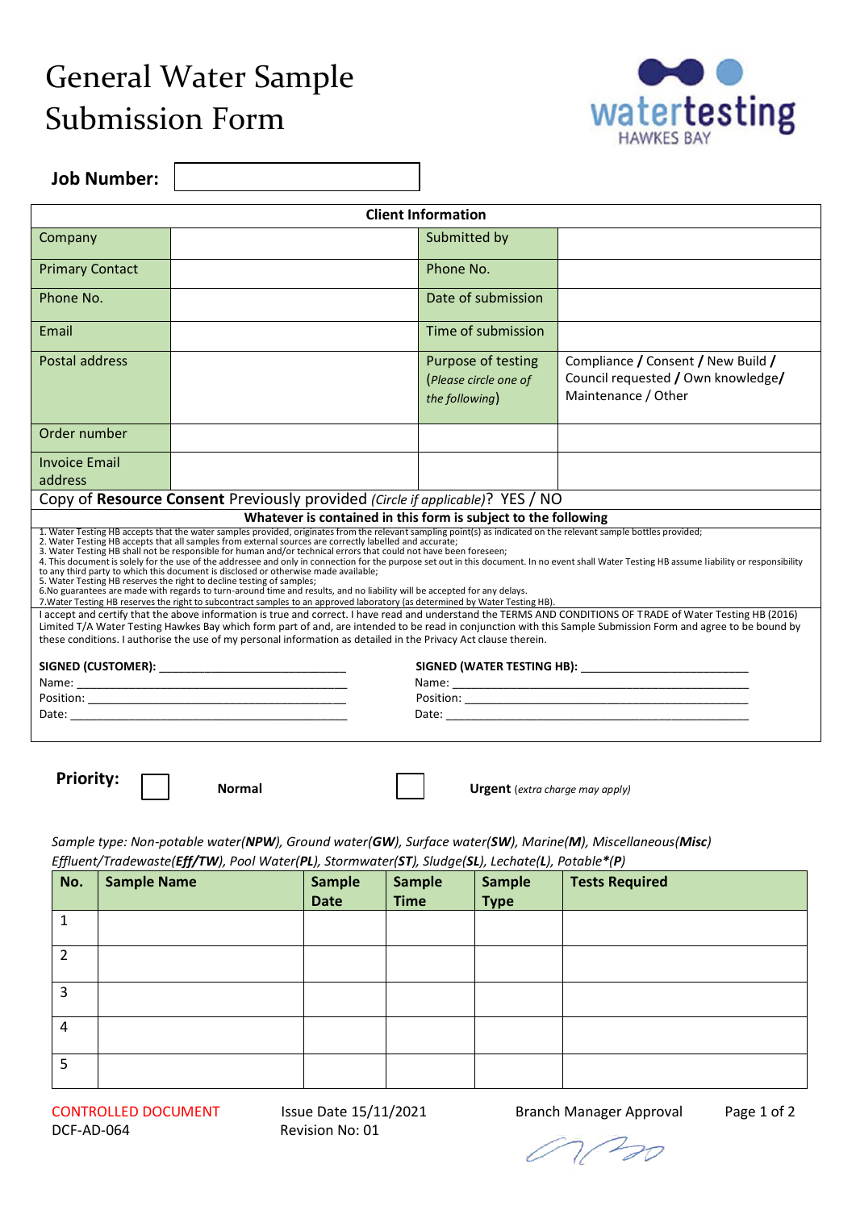# General Water Sample Submission Form

watertesting HAWKES BAY

**Job Number:**

| **Client Information** | | | |
|---|---|---|---|
| Company | | Submitted by | |
| Primary Contact | | Phone No. | |
| Phone No. | | Date of submission | |
| Email | | Time of submission | |
| Postal address | | Purpose of testing (*Please circle one of the following*) | Compliance **/** Consent **/** New Build **/** Council requested **/** Own knowledge**/** Maintenance / Other |
| Order number | | | |
| Invoice Email address | | | |

Copy of **Resource Consent** Previously provided *(Circle if applicable)*? YES / NO

**Whatever is contained in this form is subject to the following**

1. Water Testing HB accepts that the water samples provided, originates from the relevant sampling point(s) as indicated on the relevant sample bottles provided;
2. Water Testing HB accepts that all samples from external sources are correctly labelled and accurate;
3. Water Testing HB shall not be responsible for human and/or technical errors that could not have been foreseen;
4. This document is solely for the use of the addressee and only in connection for the purpose set out in this document. In no event shall Water Testing HB assume liability or responsibility to any third party to which this document is disclosed or otherwise made available;
5. Water Testing HB reserves the right to decline testing of samples;
6. No guarantees are made with regards to turn-around time and results, and no liability will be accepted for any delays.
7. Water Testing HB reserves the right to subcontract samples to an approved laboratory (as determined by Water Testing HB).

I accept and certify that the above information is true and correct. I have read and understand the TERMS AND CONDITIONS OF TRADE of Water Testing HB (2016) Limited T/A Water Testing Hawkes Bay which form part of and, are intended to be read in conjunction with this Sample Submission Form and agree to be bound by these conditions. I authorise the use of my personal information as detailed in the Privacy Act clause therein.

**SIGNED (CUSTOMER):** ____________________________
Name: ____________________________
Position: ____________________________
Date: ____________________________

**SIGNED (WATER TESTING HB):** ____________________________
Name: ____________________________
Position: ____________________________
Date: ____________________________

**Priority:** ☐ **Normal** ☐ **Urgent** *(extra charge may apply)*

*Sample type: Non-potable water(**NPW**), Ground water(**GW**), Surface water(**SW**), Marine(**M**), Miscellaneous(**Misc**) Effluent/Tradewaste(**Eff/TW**), Pool Water(**PL**), Stormwater(**ST**), Sludge(**SL**), Leachate(**L**), Potable\*(**P**)*

| No. | Sample Name | Sample Date | Sample Time | Sample Type | Tests Required |
|---|---|---|---|---|---|
| 1 | | | | | |
| 2 | | | | | |
| 3 | | | | | |
| 4 | | | | | |
| 5 | | | | | |

CONTROLLED DOCUMENT
DCF-AD-064

Issue Date 15/11/2021
Revision No: 01

Branch Manager Approval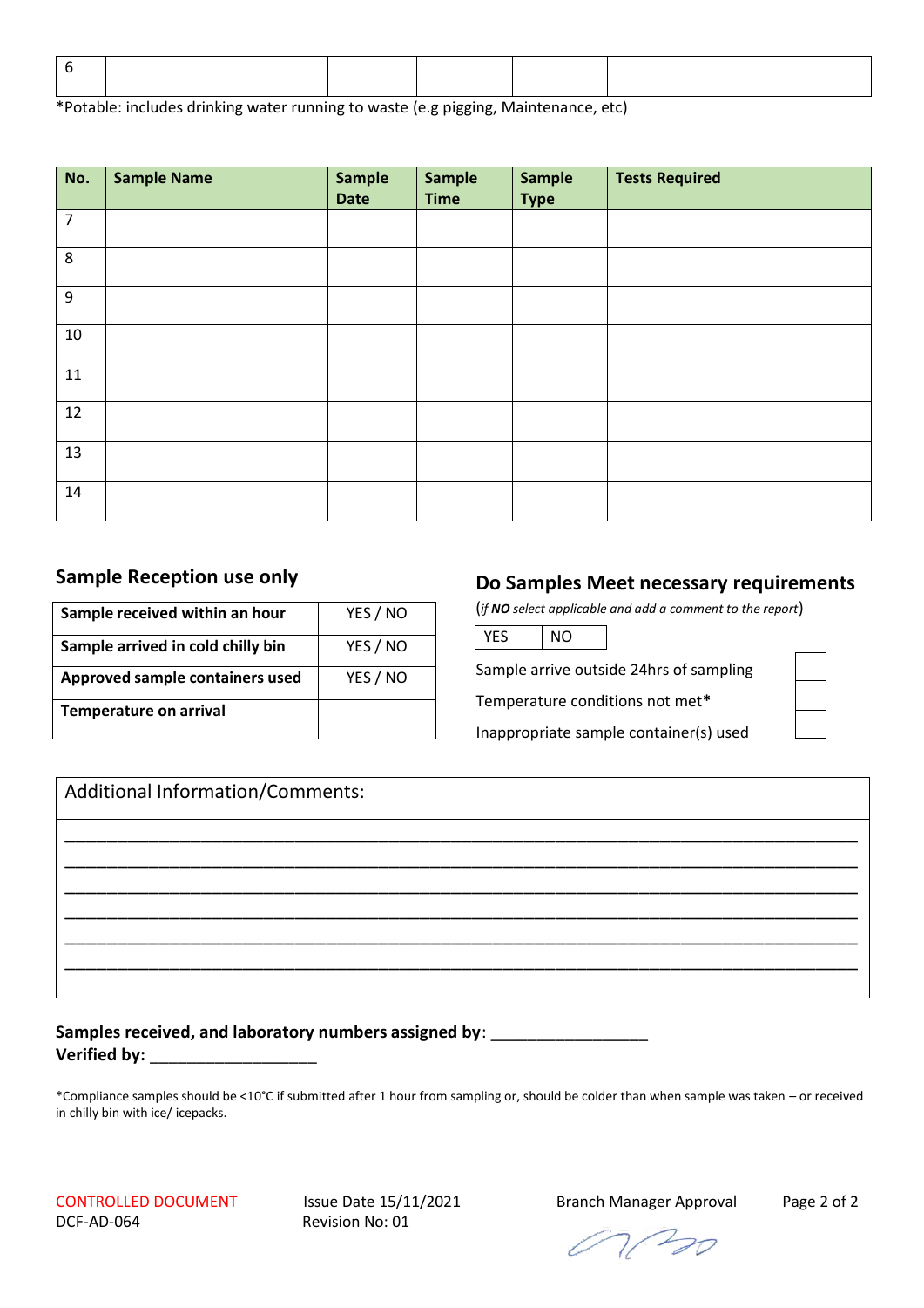| | | | | | |
|---|---|---|---|---|---|
| 6 | | | | | |

*Potable: includes drinking water running to waste (e.g pigging, Maintenance, etc)

| No. | Sample Name | Sample Date | Sample Time | Sample Type | Tests Required |
|---|---|---|---|---|---|
| 7 | | | | | |
| 8 | | | | | |
| 9 | | | | | |
| 10 | | | | | |
| 11 | | | | | |
| 12 | | | | | |
| 13 | | | | | |
| 14 | | | | | |

## Sample Reception use only

| | |
|---|---|
| **Sample received within an hour** | YES / NO |
| **Sample arrived in cold chilly bin** | YES / NO |
| **Approved sample containers used** | YES / NO |
| **Temperature on arrival** | |

## Do Samples Meet necessary requirements

(*if **NO** select applicable and add a comment to the report*)

| | |
|---|---|
| YES | NO |

| | |
|---|---|
| Sample arrive outside 24hrs of sampling | |
| Temperature conditions not met* | |
| Inappropriate sample container(s) used | |

Additional Information/Comments:

______________________________________________________________________________

______________________________________________________________________________

______________________________________________________________________________

______________________________________________________________________________

______________________________________________________________________________

______________________________________________________________________________

**Samples received, and laboratory numbers assigned by**: _________________

**Verified by:** __________________

*Compliance samples should be <10°C if submitted after 1 hour from sampling or, should be colder than when sample was taken – or received in chilly bin with ice/ icepacks.

CONTROLLED DOCUMENT
DCF-AD-064

Issue Date 15/11/2021
Revision No: 01

Branch Manager Approval